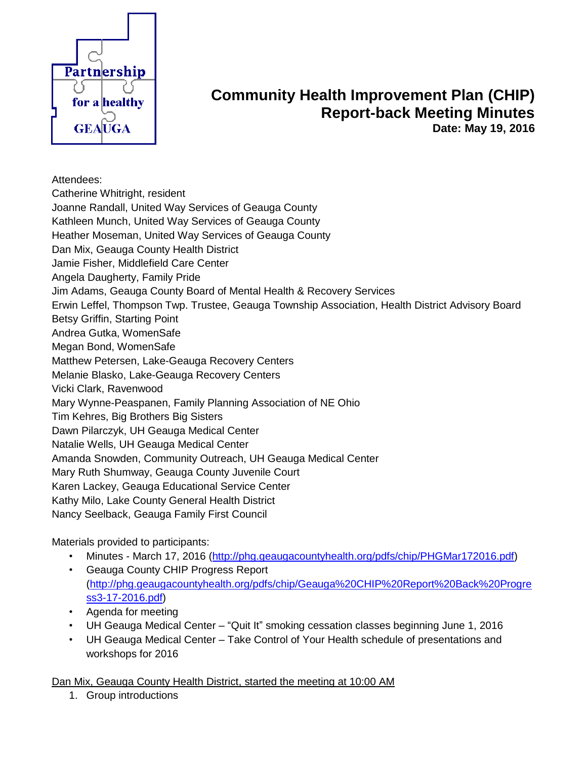# Community Health Improvement Plan (CHIP) Report-back Meeting Minutes

**Date: May 19, 2016**

Attendees:
Catherine Whitright, resident
Joanne Randall, United Way Services of Geauga County
Kathleen Munch, United Way Services of Geauga County
Heather Moseman, United Way Services of Geauga County
Dan Mix, Geauga County Health District
Jamie Fisher, Middlefield Care Center
Angela Daugherty, Family Pride
Jim Adams, Geauga County Board of Mental Health & Recovery Services
Erwin Leffel, Thompson Twp. Trustee, Geauga Township Association, Health District Advisory Board
Betsy Griffin, Starting Point
Andrea Gutka, WomenSafe
Megan Bond, WomenSafe
Matthew Petersen, Lake-Geauga Recovery Centers
Melanie Blasko, Lake-Geauga Recovery Centers
Vicki Clark, Ravenwood
Mary Wynne-Peaspanen, Family Planning Association of NE Ohio
Tim Kehres, Big Brothers Big Sisters
Dawn Pilarczyk, UH Geauga Medical Center
Natalie Wells, UH Geauga Medical Center
Amanda Snowden, Community Outreach, UH Geauga Medical Center
Mary Ruth Shumway, Geauga County Juvenile Court
Karen Lackey, Geauga Educational Service Center
Kathy Milo, Lake County General Health District
Nancy Seelback, Geauga Family First Council

Materials provided to participants:

- Minutes - March 17, 2016 (http://phg.geaugacountyhealth.org/pdfs/chip/PHGMar172016.pdf)
- Geauga County CHIP Progress Report (http://phg.geaugacountyhealth.org/pdfs/chip/Geauga%20CHIP%20Report%20Back%20Progress3-17-2016.pdf)
- Agenda for meeting
- UH Geauga Medical Center – "Quit It" smoking cessation classes beginning June 1, 2016
- UH Geauga Medical Center – Take Control of Your Health schedule of presentations and workshops for 2016

<u>Dan Mix, Geauga County Health District, started the meeting at 10:00 AM</u>

1. Group introductions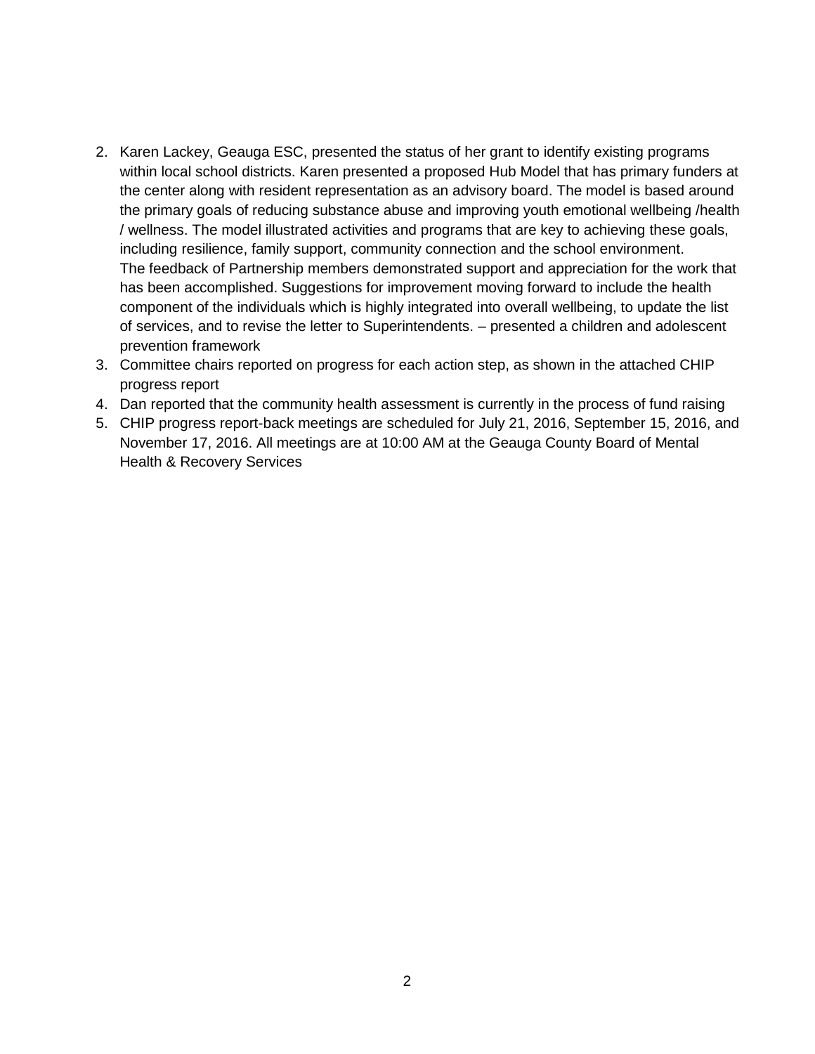2. Karen Lackey, Geauga ESC, presented the status of her grant to identify existing programs within local school districts. Karen presented a proposed Hub Model that has primary funders at the center along with resident representation as an advisory board. The model is based around the primary goals of reducing substance abuse and improving youth emotional wellbeing /health / wellness. The model illustrated activities and programs that are key to achieving these goals, including resilience, family support, community connection and the school environment.
   The feedback of Partnership members demonstrated support and appreciation for the work that has been accomplished. Suggestions for improvement moving forward to include the health component of the individuals which is highly integrated into overall wellbeing, to update the list of services, and to revise the letter to Superintendents. – presented a children and adolescent prevention framework
3. Committee chairs reported on progress for each action step, as shown in the attached CHIP progress report
4. Dan reported that the community health assessment is currently in the process of fund raising
5. CHIP progress report-back meetings are scheduled for July 21, 2016, September 15, 2016, and November 17, 2016. All meetings are at 10:00 AM at the Geauga County Board of Mental Health & Recovery Services